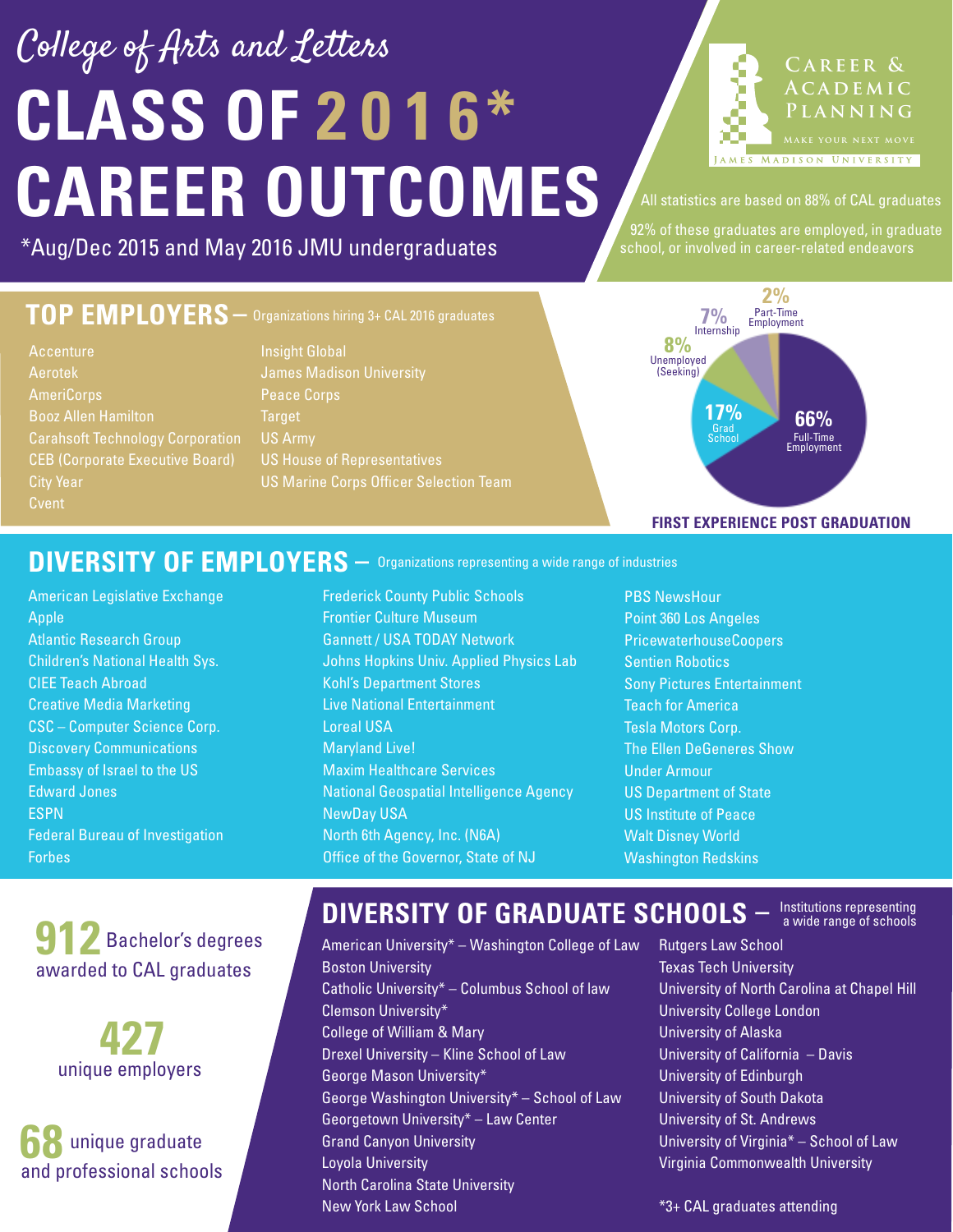# College of Arts and Letters

# CLASS OF 2016* CAREER OUTCOMES

*Aug/Dec 2015 and May 2016 JMU undergraduates

CAREER & ACADEMIC PLANNING
MAKE YOUR NEXT MOVE
JAMES MADISON UNIVERSITY

All statistics are based on 88% of CAL graduates

92% of these graduates are employed, in graduate school, or involved in career-related endeavors

## TOP EMPLOYERS – Organizations hiring 3+ CAL 2016 graduates

- Accenture
- Aerotek
- AmeriCorps
- Booz Allen Hamilton
- Carahsoft Technology Corporation
- CEB (Corporate Executive Board)
- City Year
- Cvent
- Insight Global
- James Madison University
- Peace Corps
- Target
- US Army
- US House of Representatives
- US Marine Corps Officer Selection Team

## FIRST EXPERIENCE POST GRADUATION

| Outcome | Percentage |
|---|---|
| Full-Time Employment | 66% |
| Grad School | 17% |
| Unemployed (Seeking) | 8% |
| Internship | 7% |
| Part-Time Employment | 2% |

## DIVERSITY OF EMPLOYERS – Organizations representing a wide range of industries

- American Legislative Exchange
- Apple
- Atlantic Research Group
- Children's National Health Sys.
- CIEE Teach Abroad
- Creative Media Marketing
- CSC – Computer Science Corp.
- Discovery Communications
- Embassy of Israel to the US
- Edward Jones
- ESPN
- Federal Bureau of Investigation
- Forbes
- Frederick County Public Schools
- Frontier Culture Museum
- Gannett / USA TODAY Network
- Johns Hopkins Univ. Applied Physics Lab
- Kohl's Department Stores
- Live National Entertainment
- Loreal USA
- Maryland Live!
- Maxim Healthcare Services
- National Geospatial Intelligence Agency
- NewDay USA
- North 6th Agency, Inc. (N6A)
- Office of the Governor, State of NJ
- PBS NewsHour
- Point 360 Los Angeles
- PricewaterhouseCoopers
- Sentien Robotics
- Sony Pictures Entertainment
- Teach for America
- Tesla Motors Corp.
- The Ellen DeGeneres Show
- Under Armour
- US Department of State
- US Institute of Peace
- Walt Disney World
- Washington Redskins

**912** Bachelor's degrees awarded to CAL graduates

**427** unique employers

**68** unique graduate and professional schools

## DIVERSITY OF GRADUATE SCHOOLS – Institutions representing a wide range of schools

- American University* – Washington College of Law
- Boston University
- Catholic University* – Columbus School of law
- Clemson University*
- College of William & Mary
- Drexel University – Kline School of Law
- George Mason University*
- George Washington University* – School of Law
- Georgetown University* – Law Center
- Grand Canyon University
- Loyola University
- North Carolina State University
- New York Law School
- Rutgers Law School
- Texas Tech University
- University of North Carolina at Chapel Hill
- University College London
- University of Alaska
- University of California – Davis
- University of Edinburgh
- University of South Dakota
- University of St. Andrews
- University of Virginia* – School of Law
- Virginia Commonwealth University

*3+ CAL graduates attending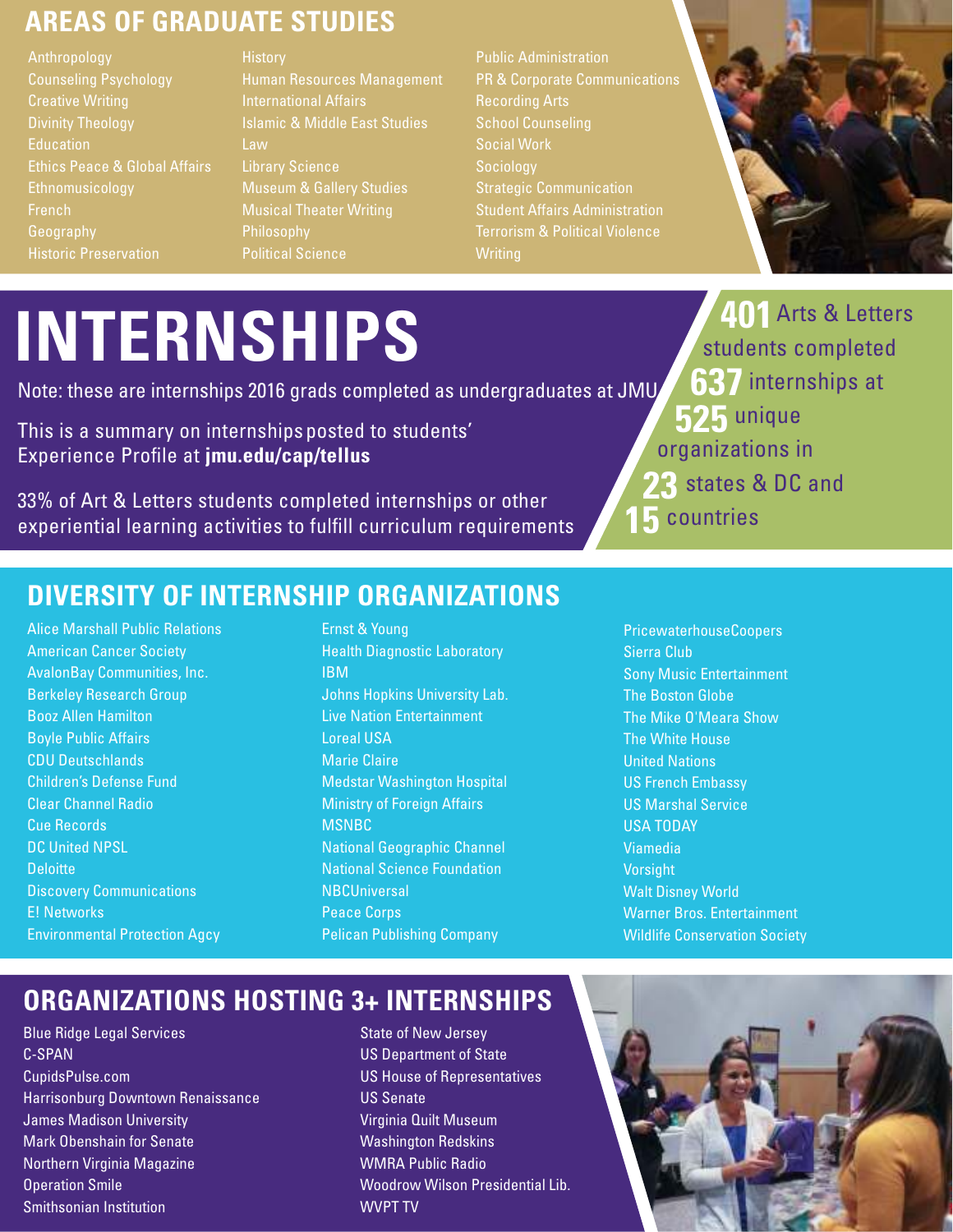## AREAS OF GRADUATE STUDIES

- Anthropology
- Counseling Psychology
- Creative Writing
- Divinity Theology
- Education
- Ethics Peace & Global Affairs
- Ethnomusicology
- French
- Geography
- Historic Preservation
- History
- Human Resources Management
- International Affairs
- Islamic & Middle East Studies
- Law
- Library Science
- Museum & Gallery Studies
- Musical Theater Writing
- Philosophy
- Political Science
- Public Administration
- PR & Corporate Communications
- Recording Arts
- School Counseling
- Social Work
- Sociology
- Strategic Communication
- Student Affairs Administration
- Terrorism & Political Violence
- Writing

# INTERNSHIPS

Note: these are internships 2016 grads completed as undergraduates at JMU

This is a summary on internships posted to students' Experience Profile at **jmu.edu/cap/tellus**

33% of Art & Letters students completed internships or other experiential learning activities to fulfill curriculum requirements

**401** Arts & Letters students completed **637** internships at **525** unique organizations in **23** states & DC and **15** countries

## DIVERSITY OF INTERNSHIP ORGANIZATIONS

- Alice Marshall Public Relations
- American Cancer Society
- AvalonBay Communities, Inc.
- Berkeley Research Group
- Booz Allen Hamilton
- Boyle Public Affairs
- CDU Deutschlands
- Children's Defense Fund
- Clear Channel Radio
- Cue Records
- DC United NPSL
- Deloitte
- Discovery Communications
- E! Networks
- Environmental Protection Agcy
- Ernst & Young
- Health Diagnostic Laboratory
- IBM
- Johns Hopkins University Lab.
- Live Nation Entertainment
- Loreal USA
- Marie Claire
- Medstar Washington Hospital
- Ministry of Foreign Affairs
- MSNBC
- National Geographic Channel
- National Science Foundation
- NBCUniversal
- Peace Corps
- Pelican Publishing Company
- PricewaterhouseCoopers
- Sierra Club
- Sony Music Entertainment
- The Boston Globe
- The Mike O'Meara Show
- The White House
- United Nations
- US French Embassy
- US Marshal Service
- USA TODAY
- Viamedia
- Vorsight
- Walt Disney World
- Warner Bros. Entertainment
- Wildlife Conservation Society

## ORGANIZATIONS HOSTING 3+ INTERNSHIPS

- Blue Ridge Legal Services
- C-SPAN
- CupidsPulse.com
- Harrisonburg Downtown Renaissance
- James Madison University
- Mark Obenshain for Senate
- Northern Virginia Magazine
- Operation Smile
- Smithsonian Institution
- State of New Jersey
- US Department of State
- US House of Representatives
- US Senate
- Virginia Quilt Museum
- Washington Redskins
- WMRA Public Radio
- Woodrow Wilson Presidential Lib.
- WVPT TV